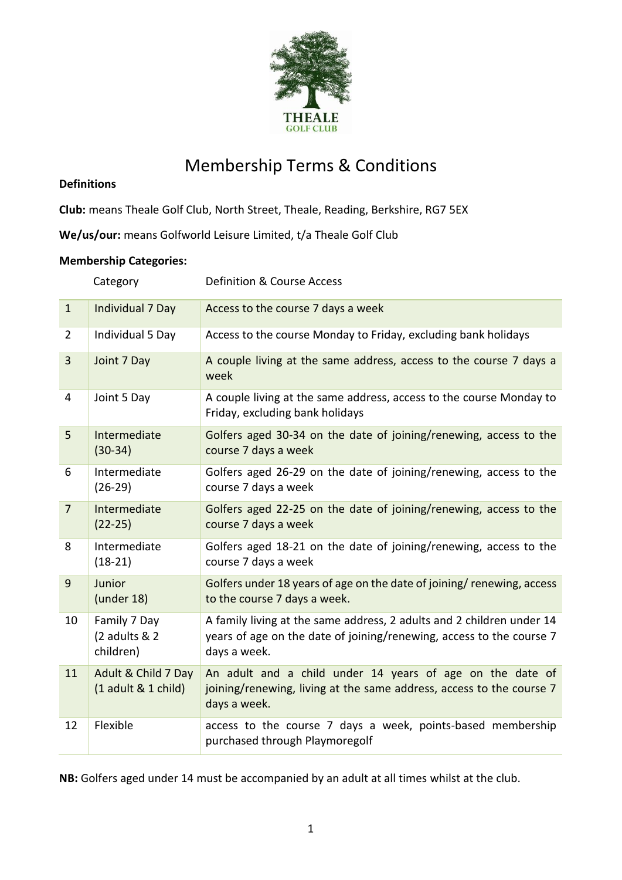# Membership Terms & Conditions

**Definitions**

**Club:** means Theale Golf Club, North Street, Theale, Reading, Berkshire, RG7 5EX

**We/us/our:** means Golfworld Leisure Limited, t/a Theale Golf Club

**Membership Categories:**

| | Category | Definition & Course Access |
|---|---|---|
| 1 | Individual 7 Day | Access to the course 7 days a week |
| 2 | Individual 5 Day | Access to the course Monday to Friday, excluding bank holidays |
| 3 | Joint 7 Day | A couple living at the same address, access to the course 7 days a week |
| 4 | Joint 5 Day | A couple living at the same address, access to the course Monday to Friday, excluding bank holidays |
| 5 | Intermediate (30-34) | Golfers aged 30-34 on the date of joining/renewing, access to the course 7 days a week |
| 6 | Intermediate (26-29) | Golfers aged 26-29 on the date of joining/renewing, access to the course 7 days a week |
| 7 | Intermediate (22-25) | Golfers aged 22-25 on the date of joining/renewing, access to the course 7 days a week |
| 8 | Intermediate (18-21) | Golfers aged 18-21 on the date of joining/renewing, access to the course 7 days a week |
| 9 | Junior (under 18) | Golfers under 18 years of age on the date of joining/ renewing, access to the course 7 days a week. |
| 10 | Family 7 Day (2 adults & 2 children) | A family living at the same address, 2 adults and 2 children under 14 years of age on the date of joining/renewing, access to the course 7 days a week. |
| 11 | Adult & Child 7 Day (1 adult & 1 child) | An adult and a child under 14 years of age on the date of joining/renewing, living at the same address, access to the course 7 days a week. |
| 12 | Flexible | access to the course 7 days a week, points-based membership purchased through Playmoregolf |

**NB:** Golfers aged under 14 must be accompanied by an adult at all times whilst at the club.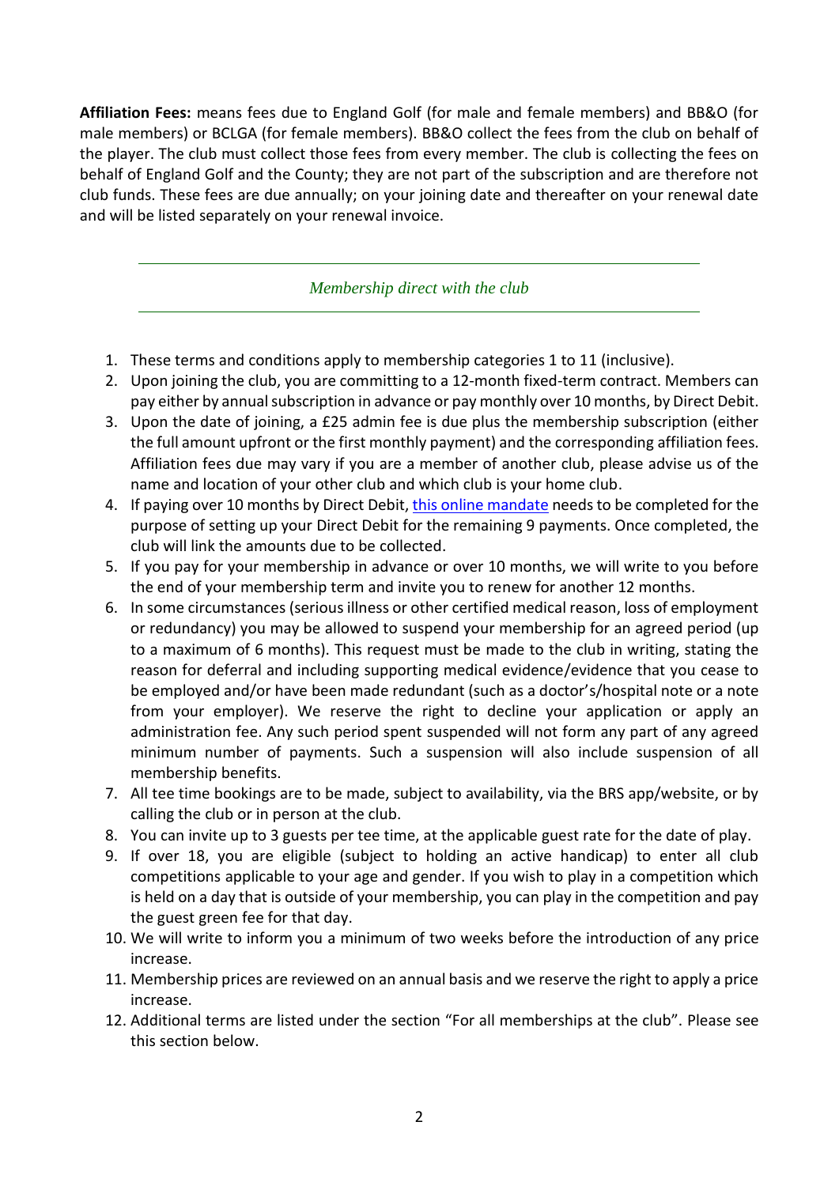**Affiliation Fees:** means fees due to England Golf (for male and female members) and BB&O (for male members) or BCLGA (for female members). BB&O collect the fees from the club on behalf of the player. The club must collect those fees from every member. The club is collecting the fees on behalf of England Golf and the County; they are not part of the subscription and are therefore not club funds. These fees are due annually; on your joining date and thereafter on your renewal date and will be listed separately on your renewal invoice.

---

*Membership direct with the club*

---

1. These terms and conditions apply to membership categories 1 to 11 (inclusive).
2. Upon joining the club, you are committing to a 12-month fixed-term contract. Members can pay either by annual subscription in advance or pay monthly over 10 months, by Direct Debit.
3. Upon the date of joining, a £25 admin fee is due plus the membership subscription (either the full amount upfront or the first monthly payment) and the corresponding affiliation fees. Affiliation fees due may vary if you are a member of another club, please advise us of the name and location of your other club and which club is your home club.
4. If paying over 10 months by Direct Debit, this online mandate needs to be completed for the purpose of setting up your Direct Debit for the remaining 9 payments. Once completed, the club will link the amounts due to be collected.
5. If you pay for your membership in advance or over 10 months, we will write to you before the end of your membership term and invite you to renew for another 12 months.
6. In some circumstances (serious illness or other certified medical reason, loss of employment or redundancy) you may be allowed to suspend your membership for an agreed period (up to a maximum of 6 months). This request must be made to the club in writing, stating the reason for deferral and including supporting medical evidence/evidence that you cease to be employed and/or have been made redundant (such as a doctor's/hospital note or a note from your employer). We reserve the right to decline your application or apply an administration fee. Any such period spent suspended will not form any part of any agreed minimum number of payments. Such a suspension will also include suspension of all membership benefits.
7. All tee time bookings are to be made, subject to availability, via the BRS app/website, or by calling the club or in person at the club.
8. You can invite up to 3 guests per tee time, at the applicable guest rate for the date of play.
9. If over 18, you are eligible (subject to holding an active handicap) to enter all club competitions applicable to your age and gender. If you wish to play in a competition which is held on a day that is outside of your membership, you can play in the competition and pay the guest green fee for that day.
10. We will write to inform you a minimum of two weeks before the introduction of any price increase.
11. Membership prices are reviewed on an annual basis and we reserve the right to apply a price increase.
12. Additional terms are listed under the section "For all memberships at the club". Please see this section below.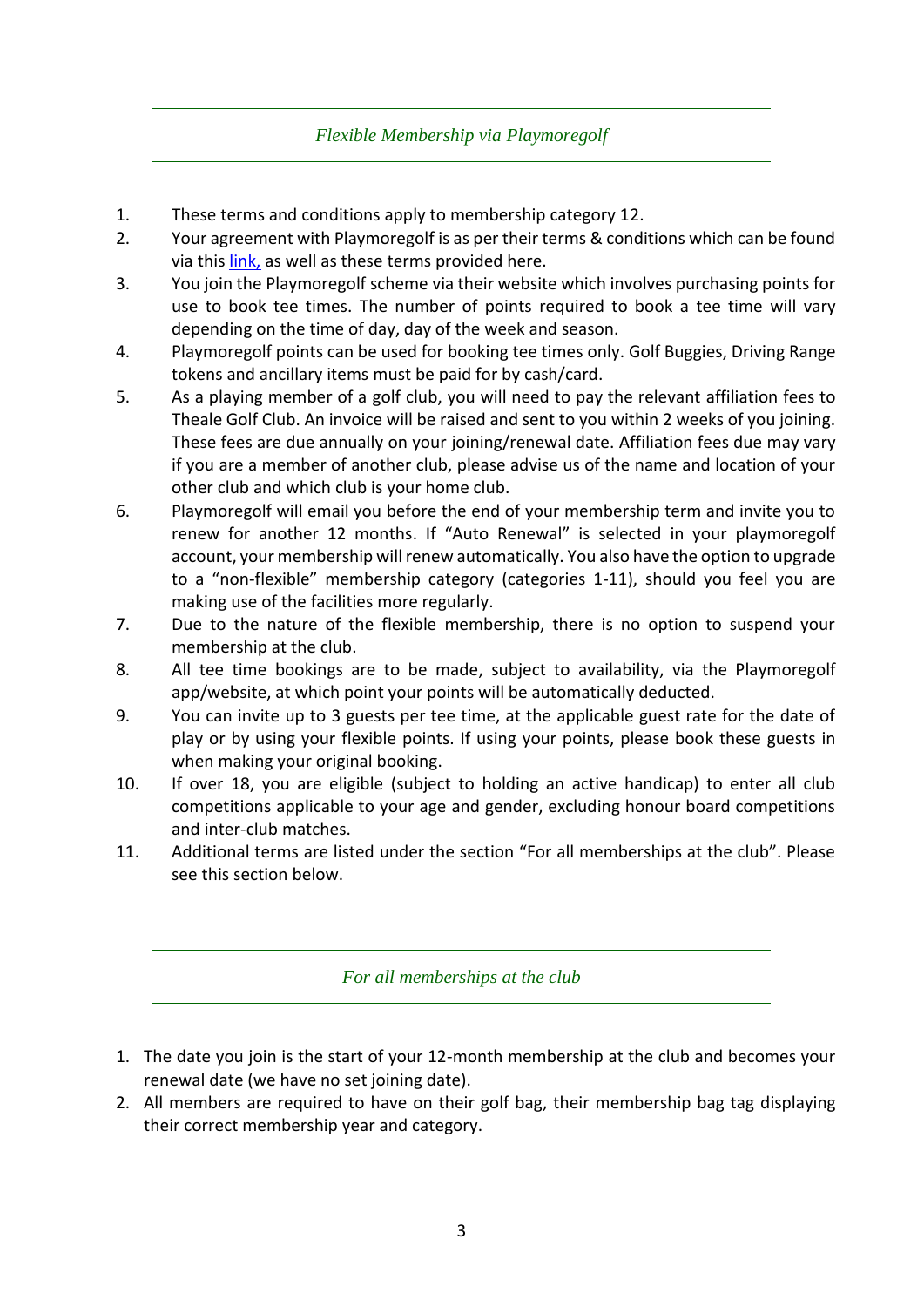## *Flexible Membership via Playmoregolf*

1. These terms and conditions apply to membership category 12.
2. Your agreement with Playmoregolf is as per their terms & conditions which can be found via this link, as well as these terms provided here.
3. You join the Playmoregolf scheme via their website which involves purchasing points for use to book tee times. The number of points required to book a tee time will vary depending on the time of day, day of the week and season.
4. Playmoregolf points can be used for booking tee times only. Golf Buggies, Driving Range tokens and ancillary items must be paid for by cash/card.
5. As a playing member of a golf club, you will need to pay the relevant affiliation fees to Theale Golf Club. An invoice will be raised and sent to you within 2 weeks of you joining. These fees are due annually on your joining/renewal date. Affiliation fees due may vary if you are a member of another club, please advise us of the name and location of your other club and which club is your home club.
6. Playmoregolf will email you before the end of your membership term and invite you to renew for another 12 months. If "Auto Renewal" is selected in your playmoregolf account, your membership will renew automatically. You also have the option to upgrade to a "non-flexible" membership category (categories 1-11), should you feel you are making use of the facilities more regularly.
7. Due to the nature of the flexible membership, there is no option to suspend your membership at the club.
8. All tee time bookings are to be made, subject to availability, via the Playmoregolf app/website, at which point your points will be automatically deducted.
9. You can invite up to 3 guests per tee time, at the applicable guest rate for the date of play or by using your flexible points. If using your points, please book these guests in when making your original booking.
10. If over 18, you are eligible (subject to holding an active handicap) to enter all club competitions applicable to your age and gender, excluding honour board competitions and inter-club matches.
11. Additional terms are listed under the section "For all memberships at the club". Please see this section below.

## *For all memberships at the club*

1. The date you join is the start of your 12-month membership at the club and becomes your renewal date (we have no set joining date).
2. All members are required to have on their golf bag, their membership bag tag displaying their correct membership year and category.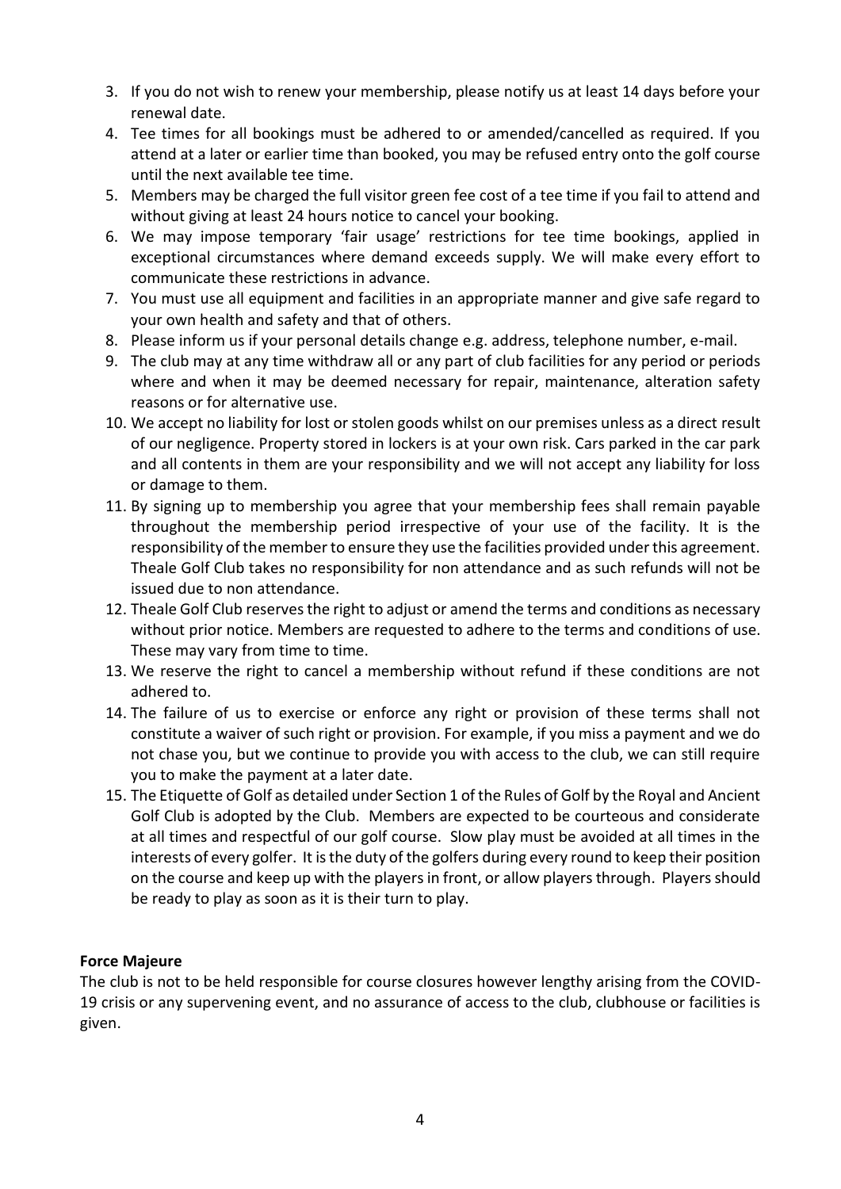3. If you do not wish to renew your membership, please notify us at least 14 days before your renewal date.
4. Tee times for all bookings must be adhered to or amended/cancelled as required. If you attend at a later or earlier time than booked, you may be refused entry onto the golf course until the next available tee time.
5. Members may be charged the full visitor green fee cost of a tee time if you fail to attend and without giving at least 24 hours notice to cancel your booking.
6. We may impose temporary 'fair usage' restrictions for tee time bookings, applied in exceptional circumstances where demand exceeds supply. We will make every effort to communicate these restrictions in advance.
7. You must use all equipment and facilities in an appropriate manner and give safe regard to your own health and safety and that of others.
8. Please inform us if your personal details change e.g. address, telephone number, e-mail.
9. The club may at any time withdraw all or any part of club facilities for any period or periods where and when it may be deemed necessary for repair, maintenance, alteration safety reasons or for alternative use.
10. We accept no liability for lost or stolen goods whilst on our premises unless as a direct result of our negligence. Property stored in lockers is at your own risk. Cars parked in the car park and all contents in them are your responsibility and we will not accept any liability for loss or damage to them.
11. By signing up to membership you agree that your membership fees shall remain payable throughout the membership period irrespective of your use of the facility. It is the responsibility of the member to ensure they use the facilities provided under this agreement. Theale Golf Club takes no responsibility for non attendance and as such refunds will not be issued due to non attendance.
12. Theale Golf Club reserves the right to adjust or amend the terms and conditions as necessary without prior notice. Members are requested to adhere to the terms and conditions of use. These may vary from time to time.
13. We reserve the right to cancel a membership without refund if these conditions are not adhered to.
14. The failure of us to exercise or enforce any right or provision of these terms shall not constitute a waiver of such right or provision. For example, if you miss a payment and we do not chase you, but we continue to provide you with access to the club, we can still require you to make the payment at a later date.
15. The Etiquette of Golf as detailed under Section 1 of the Rules of Golf by the Royal and Ancient Golf Club is adopted by the Club. Members are expected to be courteous and considerate at all times and respectful of our golf course. Slow play must be avoided at all times in the interests of every golfer. It is the duty of the golfers during every round to keep their position on the course and keep up with the players in front, or allow players through. Players should be ready to play as soon as it is their turn to play.

**Force Majeure**

The club is not to be held responsible for course closures however lengthy arising from the COVID-19 crisis or any supervening event, and no assurance of access to the club, clubhouse or facilities is given.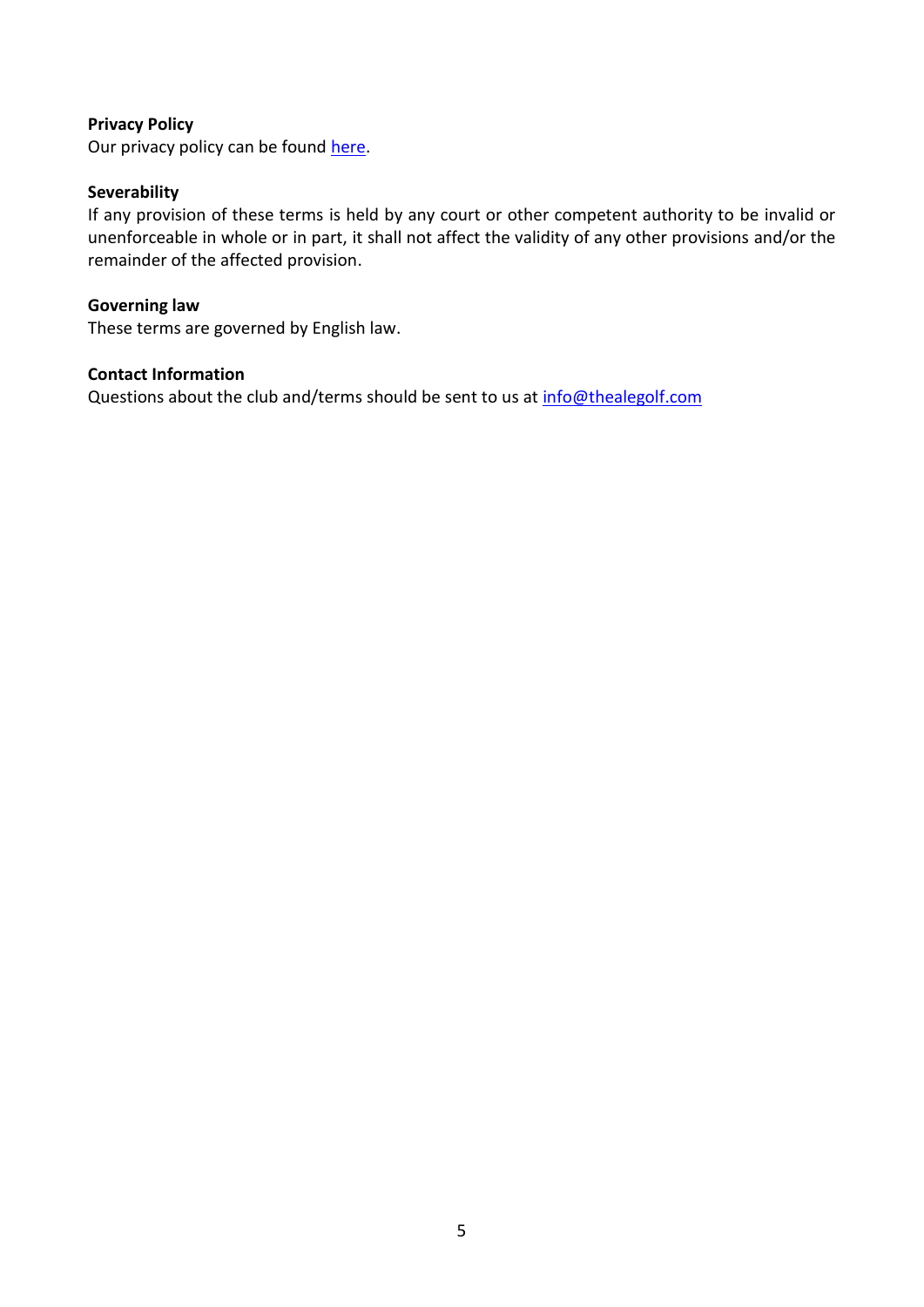**Privacy Policy**
Our privacy policy can be found here.

**Severability**
If any provision of these terms is held by any court or other competent authority to be invalid or unenforceable in whole or in part, it shall not affect the validity of any other provisions and/or the remainder of the affected provision.

**Governing law**
These terms are governed by English law.

**Contact Information**
Questions about the club and/terms should be sent to us at info@thealegolf.com